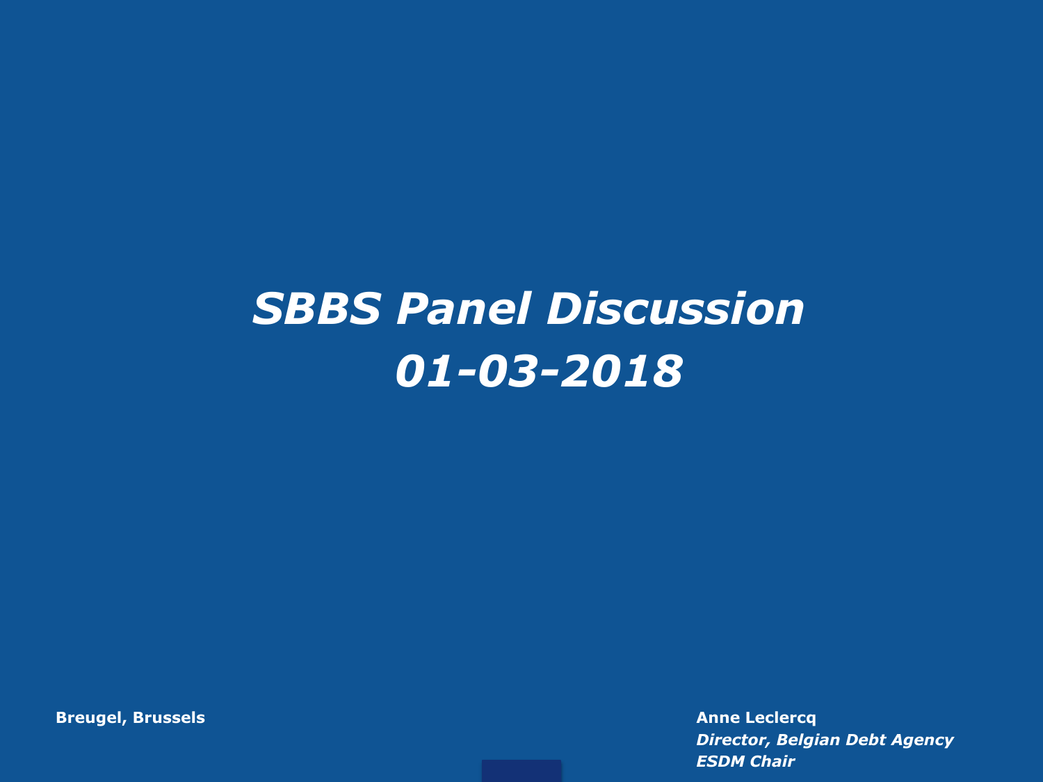# *SBBS Panel Discussion*
# *01-03-2018*

**Breugel, Brussels**

**Anne Leclercq**
***Director, Belgian Debt Agency***
***ESDM Chair***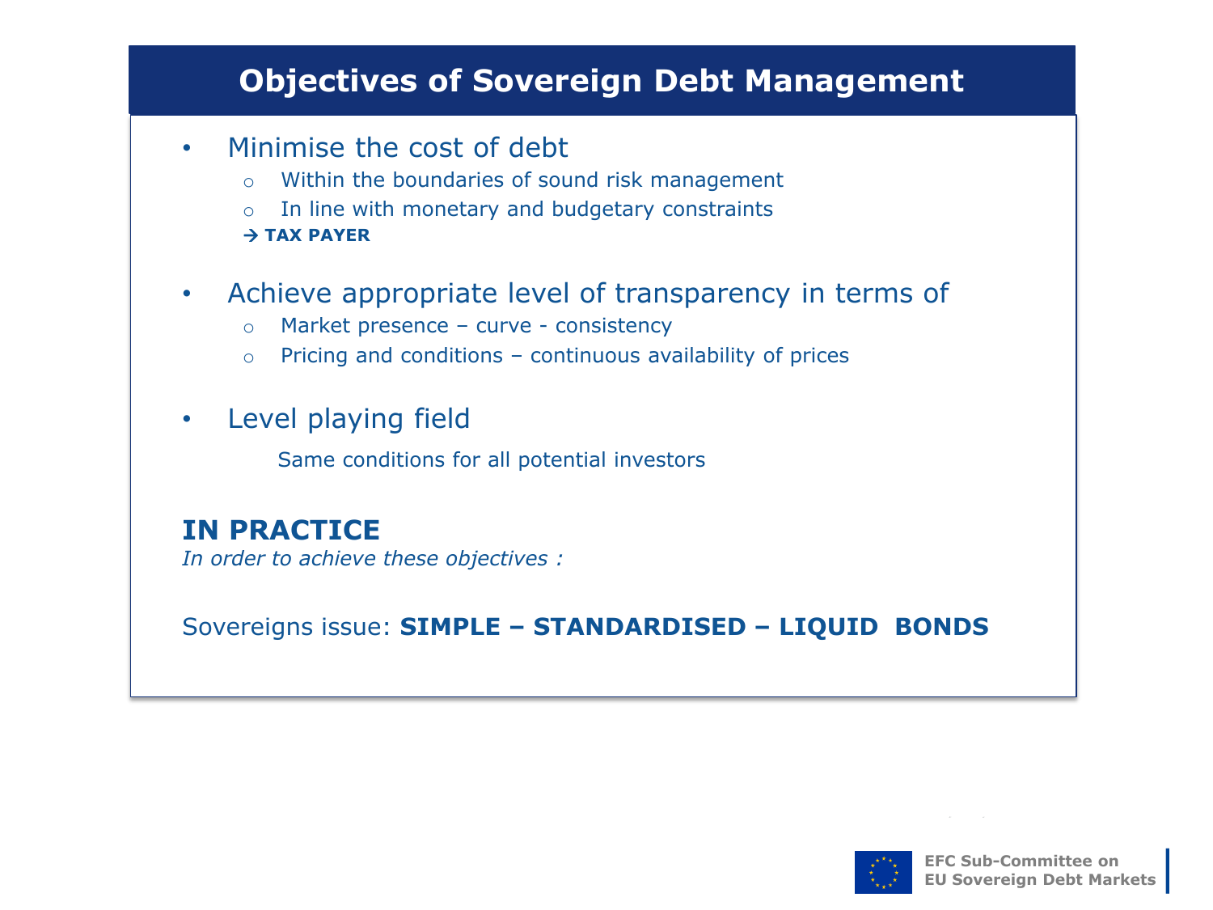# Objectives of Sovereign Debt Management

- Minimise the cost of debt
  - Within the boundaries of sound risk management
  - In line with monetary and budgetary constraints

  → **TAX PAYER**

- Achieve appropriate level of transparency in terms of
  - Market presence – curve - consistency
  - Pricing and conditions – continuous availability of prices

- Level playing field

  Same conditions for all potential investors

**IN PRACTICE**

*In order to achieve these objectives :*

Sovereigns issue: **SIMPLE – STANDARDISED – LIQUID BONDS**

EFC Sub-Committee on EU Sovereign Debt Markets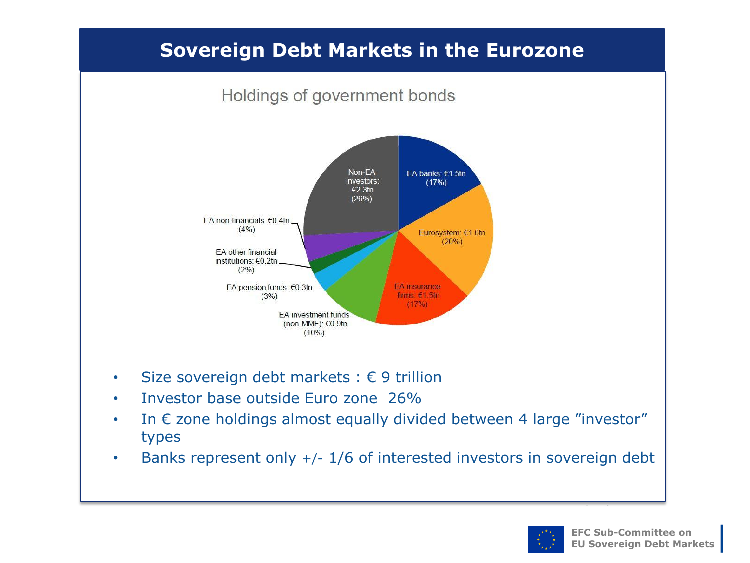# Sovereign Debt Markets in the Eurozone

## Holdings of government bonds

- Non-EA investors: €2.3tn (26%)
- EA banks: €1.5tn (17%)
- Eurosystem: €1.8tn (20%)
- EA insurance firms: €1.5tn (17%)
- EA investment funds (non-MMF): €0.9tn (10%)
- EA pension funds: €0.3tn (3%)
- EA other financial institutions: €0.2tn (2%)
- EA non-financials: €0.4tn (4%)

---

- Size sovereign debt markets : € 9 trillion
- Investor base outside Euro zone 26%
- In € zone holdings almost equally divided between 4 large "investor" types
- Banks represent only +/- 1/6 of interested investors in sovereign debt

EFC Sub-Committee on EU Sovereign Debt Markets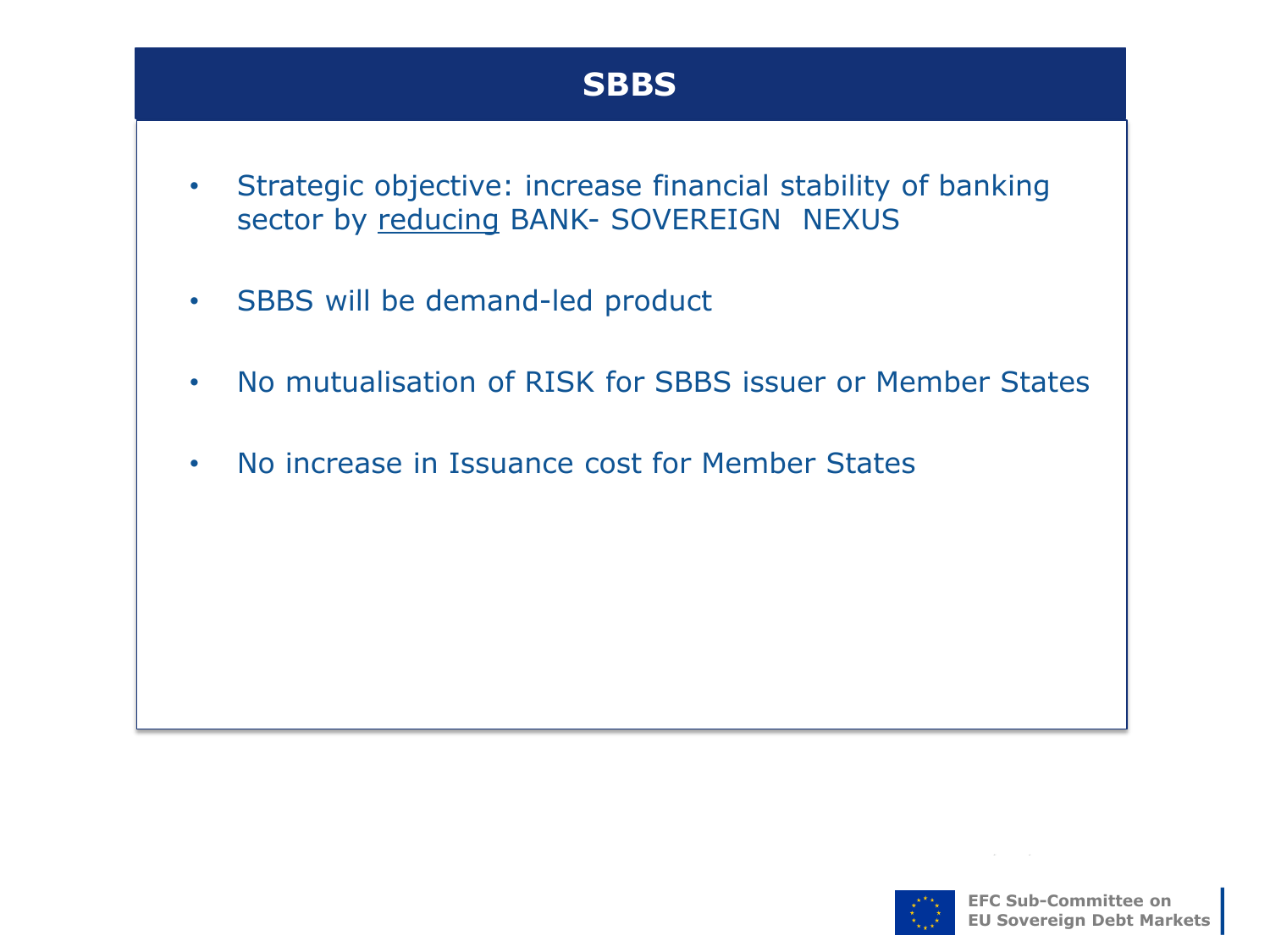# SBBS

- Strategic objective: increase financial stability of banking sector by <u>reducing</u> BANK- SOVEREIGN NEXUS
- SBBS will be demand-led product
- No mutualisation of RISK for SBBS issuer or Member States
- No increase in Issuance cost for Member States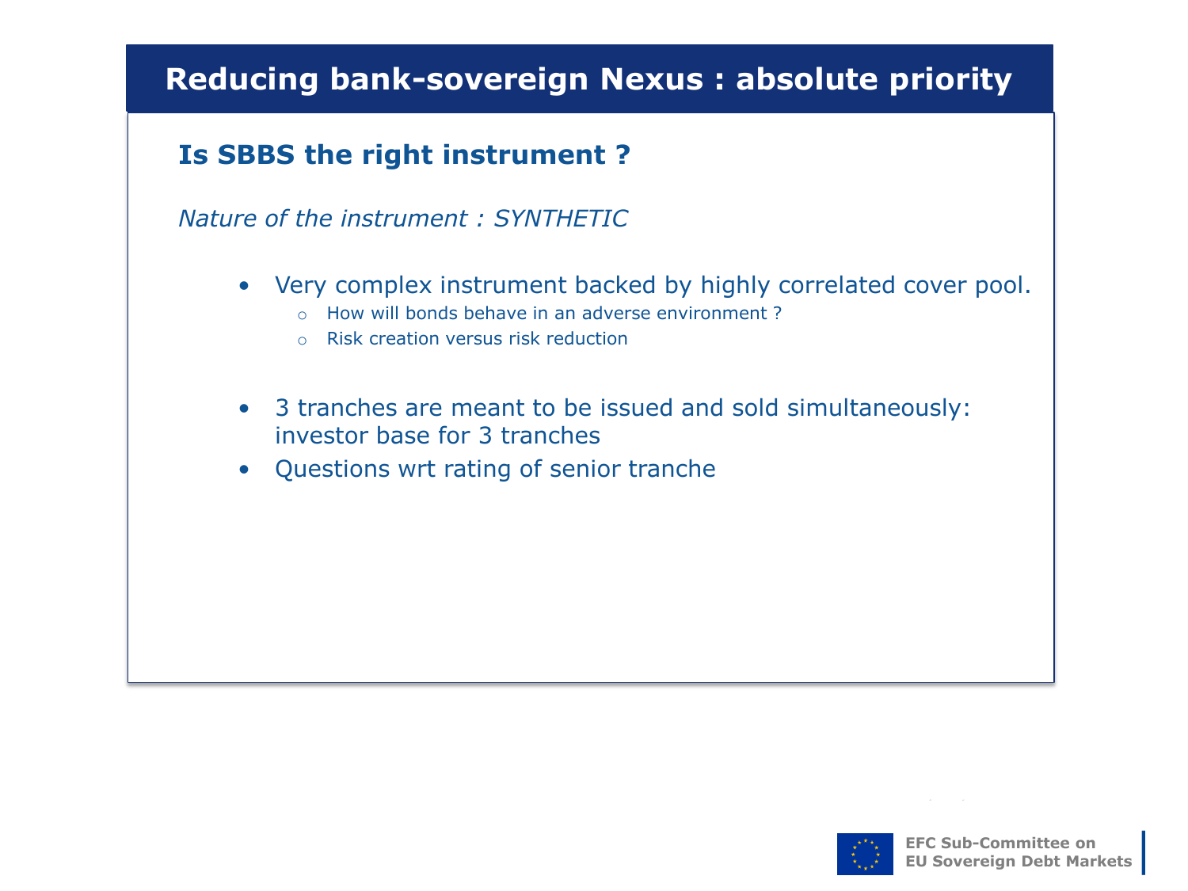# Reducing bank-sovereign Nexus : absolute priority

## Is SBBS the right instrument ?

*Nature of the instrument : SYNTHETIC*

- Very complex instrument backed by highly correlated cover pool.
  - How will bonds behave in an adverse environment ?
  - Risk creation versus risk reduction

- 3 tranches are meant to be issued and sold simultaneously: investor base for 3 tranches
- Questions wrt rating of senior tranche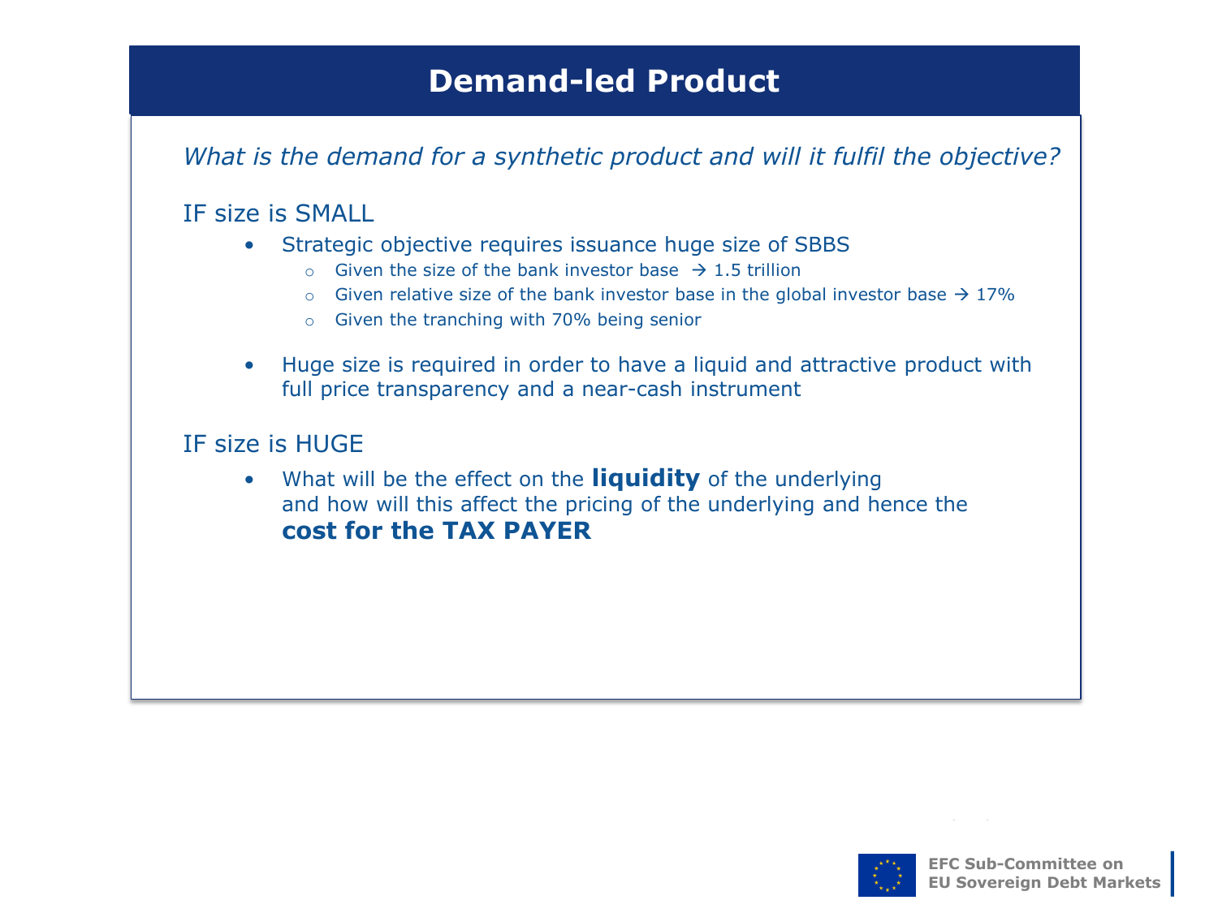# Demand-led Product

*What is the demand for a synthetic product and will it fulfil the objective?*

IF size is SMALL

- Strategic objective requires issuance huge size of SBBS
  - Given the size of the bank investor base → 1.5 trillion
  - Given relative size of the bank investor base in the global investor base → 17%
  - Given the tranching with 70% being senior
- Huge size is required in order to have a liquid and attractive product with full price transparency and a near-cash instrument

IF size is HUGE

- What will be the effect on the **liquidity** of the underlying and how will this affect the pricing of the underlying and hence the **cost for the TAX PAYER**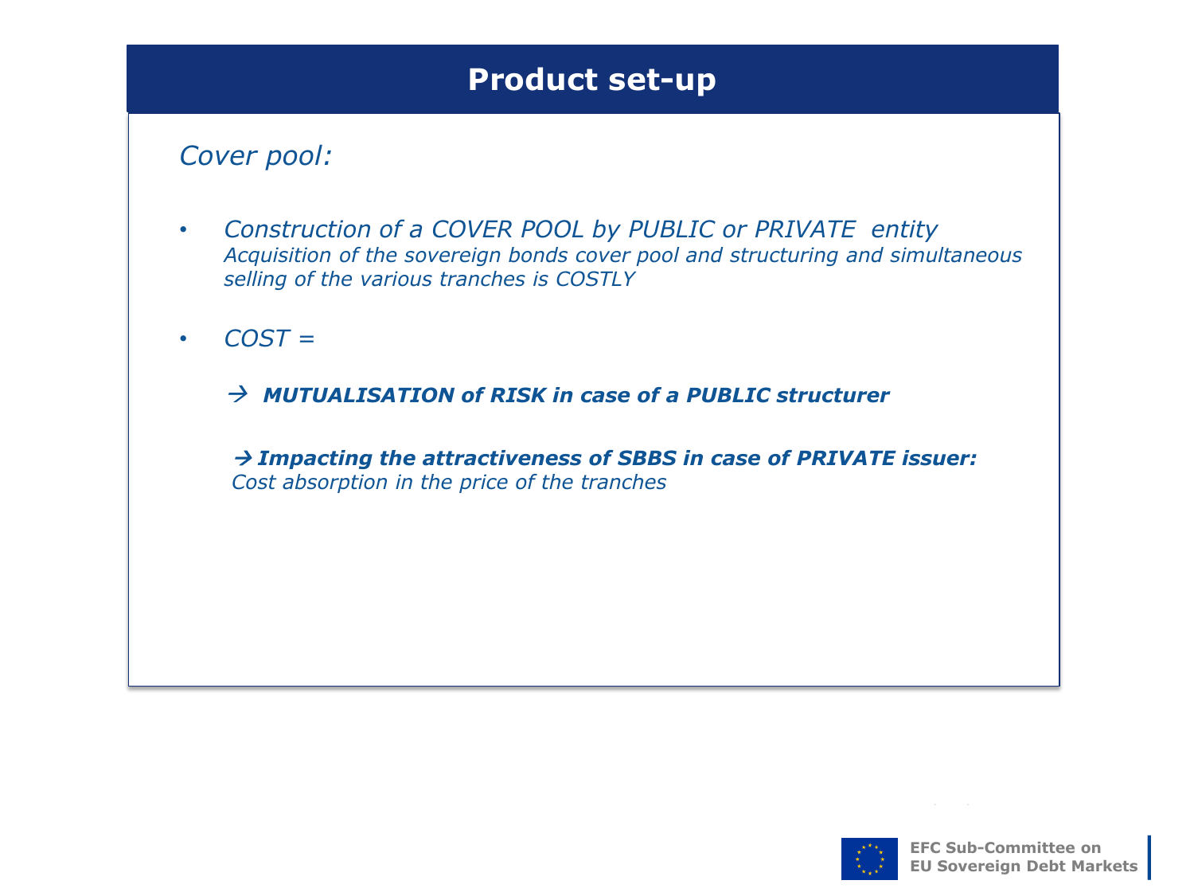# Product set-up

*Cover pool:*

- *Construction of a COVER POOL by PUBLIC or PRIVATE entity*
  *Acquisition of the sovereign bonds cover pool and structuring and simultaneous selling of the various tranches is COSTLY*

- *COST =*

  → ***MUTUALISATION of RISK in case of a PUBLIC structurer***

  → ***Impacting the attractiveness of SBBS in case of PRIVATE issuer:***
  *Cost absorption in the price of the tranches*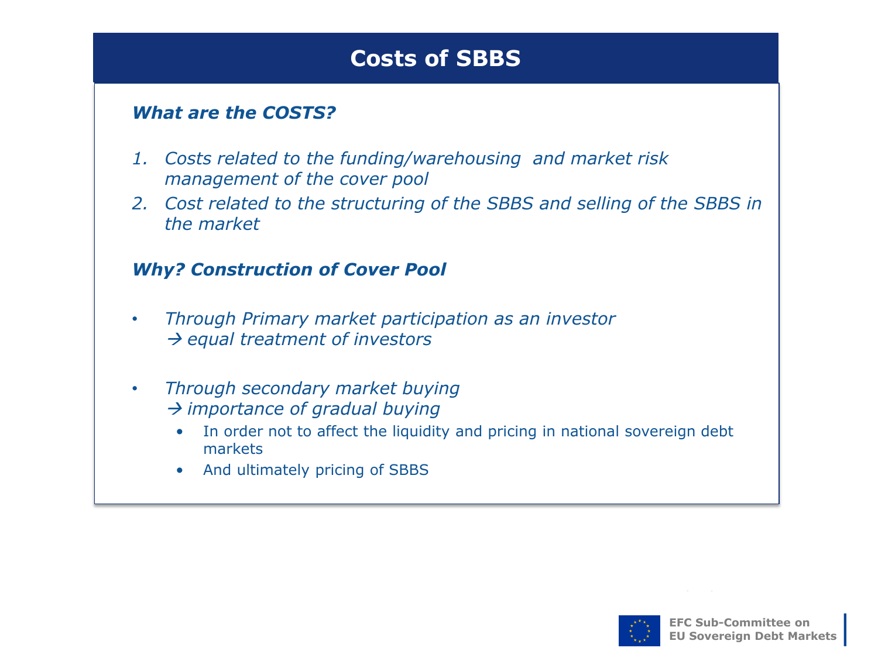# Costs of SBBS

***What are the COSTS?***

1. *Costs related to the funding/warehousing and market risk management of the cover pool*
2. *Cost related to the structuring of the SBBS and selling of the SBBS in the market*

***Why? Construction of Cover Pool***

- *Through Primary market participation as an investor*
  *→ equal treatment of investors*

- *Through secondary market buying*
  *→ importance of gradual buying*
  - In order not to affect the liquidity and pricing in national sovereign debt markets
  - And ultimately pricing of SBBS

EFC Sub-Committee on EU Sovereign Debt Markets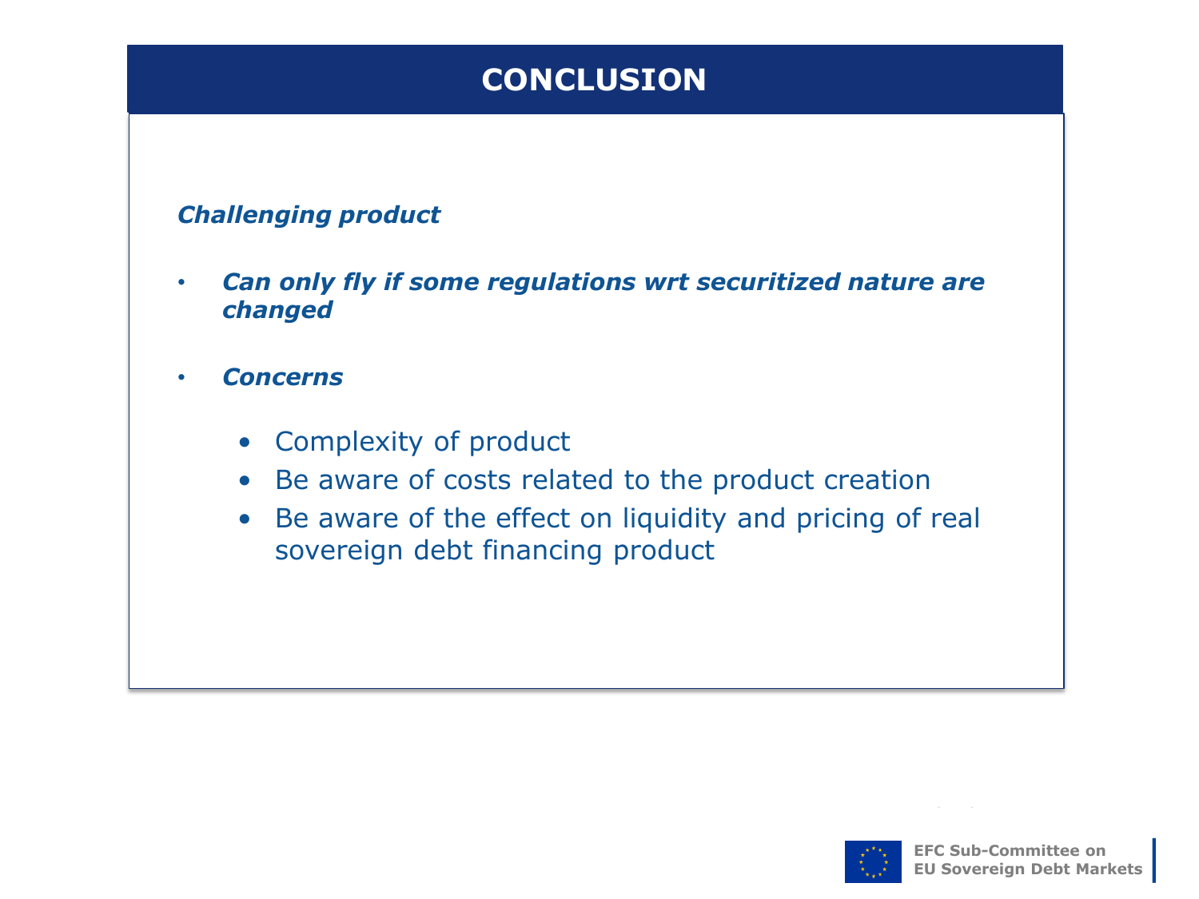# CONCLUSION

***Challenging product***

- ***Can only fly if some regulations wrt securitized nature are changed***
- ***Concerns***
  - Complexity of product
  - Be aware of costs related to the product creation
  - Be aware of the effect on liquidity and pricing of real sovereign debt financing product